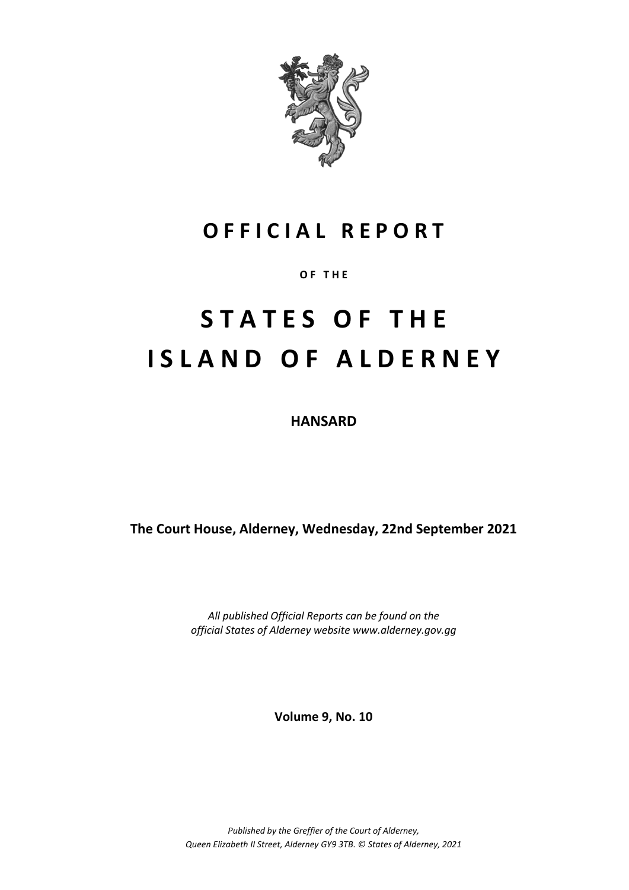# OFFICIAL REPORT

OF THE

# STATES OF THE ISLAND OF ALDERNEY

**HANSARD**

**The Court House, Alderney, Wednesday, 22nd September 2021**

*All published Official Reports can be found on the official States of Alderney website www.alderney.gov.gg*

**Volume 9, No. 10**

*Published by the Greffier of the Court of Alderney, Queen Elizabeth II Street, Alderney GY9 3TB. © States of Alderney, 2021*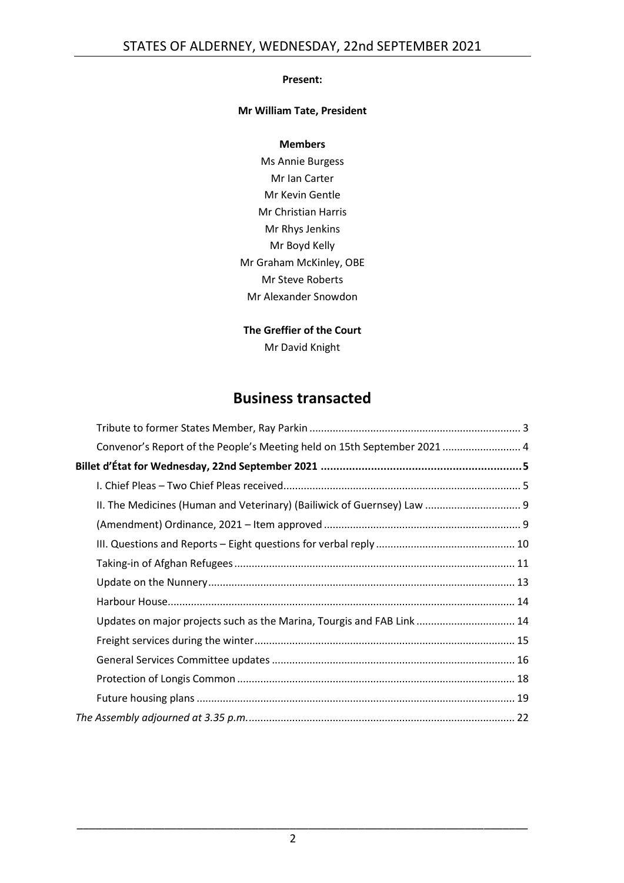**Present:**

**Mr William Tate, President**

**Members**

Ms Annie Burgess
Mr Ian Carter
Mr Kevin Gentle
Mr Christian Harris
Mr Rhys Jenkins
Mr Boyd Kelly
Mr Graham McKinley, OBE
Mr Steve Roberts
Mr Alexander Snowdon

**The Greffier of the Court**

Mr David Knight

## Business transacted

Tribute to former States Member, Ray Parkin ........ 3
Convenor's Report of the People's Meeting held on 15th September 2021 ........ 4
**Billet d'État for Wednesday, 22nd September 2021 ........ 5**
I. Chief Pleas – Two Chief Pleas received ........ 5
II. The Medicines (Human and Veterinary) (Bailiwick of Guernsey) Law ........ 9
(Amendment) Ordinance, 2021 – Item approved ........ 9
III. Questions and Reports – Eight questions for verbal reply ........ 10
Taking-in of Afghan Refugees ........ 11
Update on the Nunnery ........ 13
Harbour House ........ 14
Updates on major projects such as the Marina, Tourgis and FAB Link ........ 14
Freight services during the winter ........ 15
General Services Committee updates ........ 16
Protection of Longis Common ........ 18
Future housing plans ........ 19
*The Assembly adjourned at 3.35 p.m.* ........ 22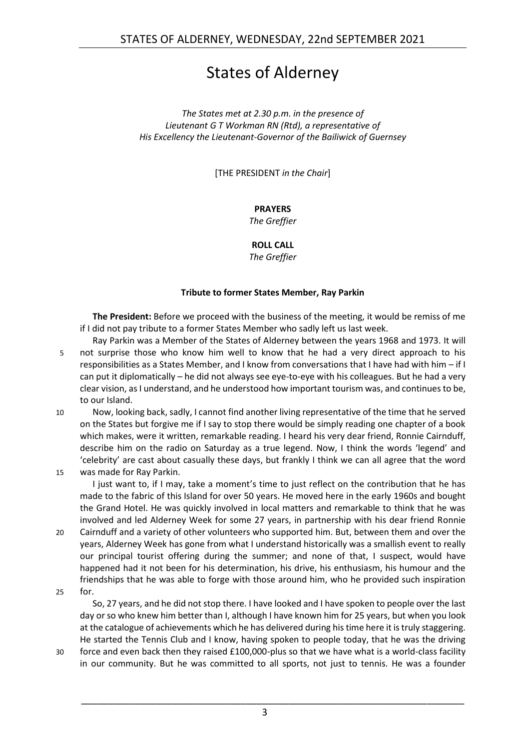# States of Alderney

*The States met at 2.30 p.m. in the presence of*
*Lieutenant G T Workman RN (Rtd), a representative of*
*His Excellency the Lieutenant-Governor of the Bailiwick of Guernsey*

[THE PRESIDENT *in the Chair*]

**PRAYERS**
*The Greffier*

**ROLL CALL**
*The Greffier*

**Tribute to former States Member, Ray Parkin**

**The President:** Before we proceed with the business of the meeting, it would be remiss of me if I did not pay tribute to a former States Member who sadly left us last week.

Ray Parkin was a Member of the States of Alderney between the years 1968 and 1973. It will not surprise those who know him well to know that he had a very direct approach to his responsibilities as a States Member, and I know from conversations that I have had with him – if I can put it diplomatically – he did not always see eye-to-eye with his colleagues. But he had a very clear vision, as I understand, and he understood how important tourism was, and continues to be, to our Island.

Now, looking back, sadly, I cannot find another living representative of the time that he served on the States but forgive me if I say to stop there would be simply reading one chapter of a book which makes, were it written, remarkable reading. I heard his very dear friend, Ronnie Cairnduff, describe him on the radio on Saturday as a true legend. Now, I think the words 'legend' and 'celebrity' are cast about casually these days, but frankly I think we can all agree that the word was made for Ray Parkin.

I just want to, if I may, take a moment's time to just reflect on the contribution that he has made to the fabric of this Island for over 50 years. He moved here in the early 1960s and bought the Grand Hotel. He was quickly involved in local matters and remarkable to think that he was involved and led Alderney Week for some 27 years, in partnership with his dear friend Ronnie Cairnduff and a variety of other volunteers who supported him. But, between them and over the years, Alderney Week has gone from what I understand historically was a smallish event to really our principal tourist offering during the summer; and none of that, I suspect, would have happened had it not been for his determination, his drive, his enthusiasm, his humour and the friendships that he was able to forge with those around him, who he provided such inspiration for.

So, 27 years, and he did not stop there. I have looked and I have spoken to people over the last day or so who knew him better than I, although I have known him for 25 years, but when you look at the catalogue of achievements which he has delivered during his time here it is truly staggering. He started the Tennis Club and I know, having spoken to people today, that he was the driving force and even back then they raised £100,000-plus so that we have what is a world-class facility in our community. But he was committed to all sports, not just to tennis. He was a founder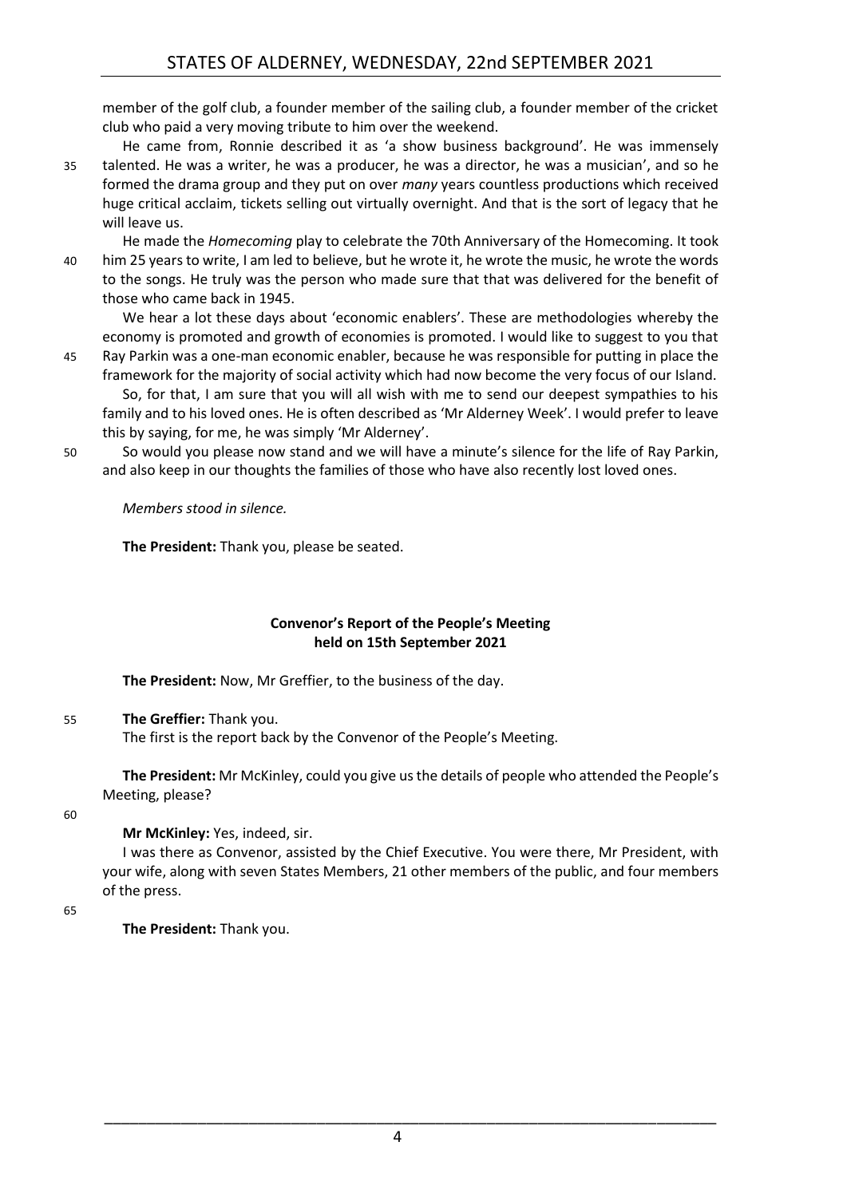member of the golf club, a founder member of the sailing club, a founder member of the cricket club who paid a very moving tribute to him over the weekend.

He came from, Ronnie described it as 'a show business background'. He was immensely talented. He was a writer, he was a producer, he was a director, he was a musician', and so he formed the drama group and they put on over *many* years countless productions which received huge critical acclaim, tickets selling out virtually overnight. And that is the sort of legacy that he will leave us.

He made the *Homecoming* play to celebrate the 70th Anniversary of the Homecoming. It took him 25 years to write, I am led to believe, but he wrote it, he wrote the music, he wrote the words to the songs. He truly was the person who made sure that that was delivered for the benefit of those who came back in 1945.

We hear a lot these days about 'economic enablers'. These are methodologies whereby the economy is promoted and growth of economies is promoted. I would like to suggest to you that Ray Parkin was a one-man economic enabler, because he was responsible for putting in place the framework for the majority of social activity which had now become the very focus of our Island.

So, for that, I am sure that you will all wish with me to send our deepest sympathies to his family and to his loved ones. He is often described as 'Mr Alderney Week'. I would prefer to leave this by saying, for me, he was simply 'Mr Alderney'.

So would you please now stand and we will have a minute's silence for the life of Ray Parkin, and also keep in our thoughts the families of those who have also recently lost loved ones.

*Members stood in silence.*

**The President:** Thank you, please be seated.

### Convenor's Report of the People's Meeting held on 15th September 2021

**The President:** Now, Mr Greffier, to the business of the day.

**The Greffier:** Thank you.

The first is the report back by the Convenor of the People's Meeting.

**The President:** Mr McKinley, could you give us the details of people who attended the People's Meeting, please?

**Mr McKinley:** Yes, indeed, sir.

I was there as Convenor, assisted by the Chief Executive. You were there, Mr President, with your wife, along with seven States Members, 21 other members of the public, and four members of the press.

**The President:** Thank you.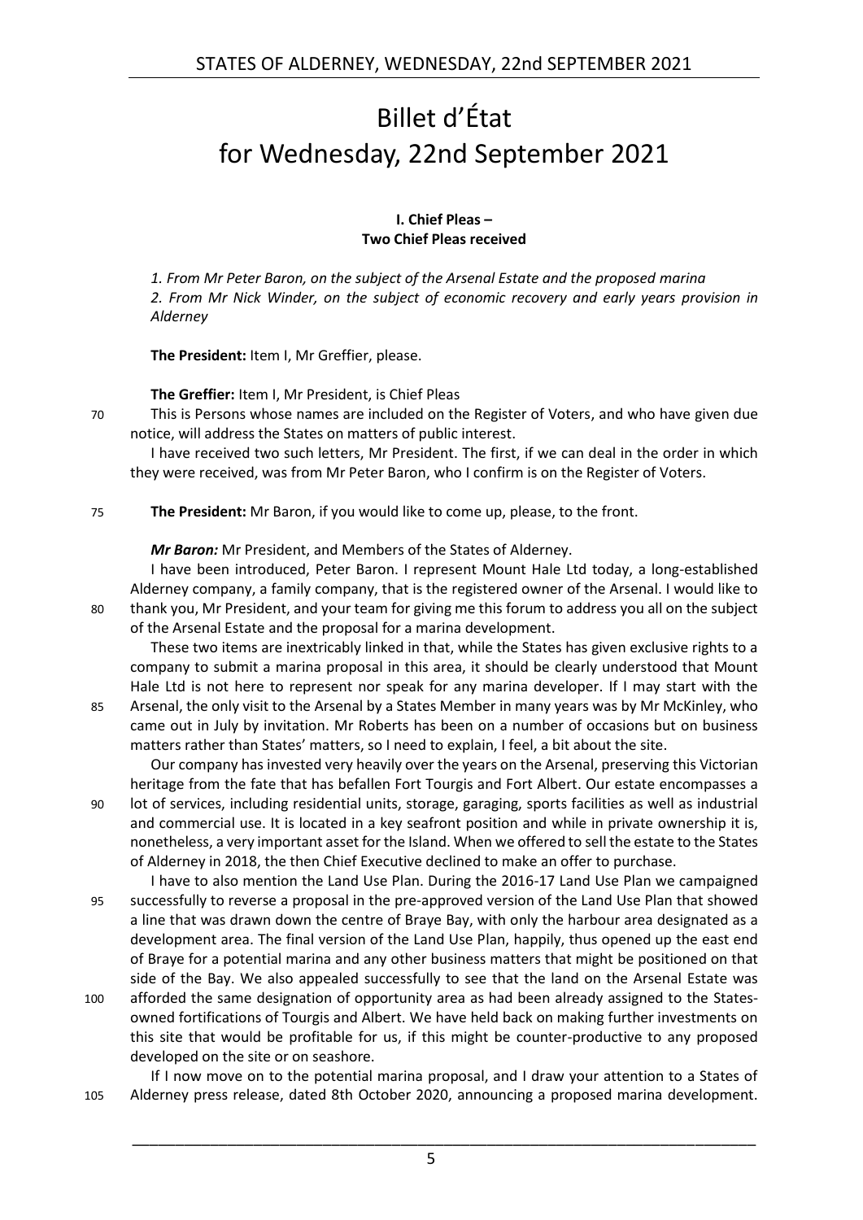# Billet d'État for Wednesday, 22nd September 2021

**I. Chief Pleas – Two Chief Pleas received**

*1. From Mr Peter Baron, on the subject of the Arsenal Estate and the proposed marina*
*2. From Mr Nick Winder, on the subject of economic recovery and early years provision in Alderney*

**The President:** Item I, Mr Greffier, please.

**The Greffier:** Item I, Mr President, is Chief Pleas

This is Persons whose names are included on the Register of Voters, and who have given due notice, will address the States on matters of public interest.

I have received two such letters, Mr President. The first, if we can deal in the order in which they were received, was from Mr Peter Baron, who I confirm is on the Register of Voters.

**The President:** Mr Baron, if you would like to come up, please, to the front.

***Mr Baron:*** Mr President, and Members of the States of Alderney.

I have been introduced, Peter Baron. I represent Mount Hale Ltd today, a long-established Alderney company, a family company, that is the registered owner of the Arsenal. I would like to thank you, Mr President, and your team for giving me this forum to address you all on the subject of the Arsenal Estate and the proposal for a marina development.

These two items are inextricably linked in that, while the States has given exclusive rights to a company to submit a marina proposal in this area, it should be clearly understood that Mount Hale Ltd is not here to represent nor speak for any marina developer. If I may start with the Arsenal, the only visit to the Arsenal by a States Member in many years was by Mr McKinley, who came out in July by invitation. Mr Roberts has been on a number of occasions but on business matters rather than States' matters, so I need to explain, I feel, a bit about the site.

Our company has invested very heavily over the years on the Arsenal, preserving this Victorian heritage from the fate that has befallen Fort Tourgis and Fort Albert. Our estate encompasses a lot of services, including residential units, storage, garaging, sports facilities as well as industrial and commercial use. It is located in a key seafront position and while in private ownership it is, nonetheless, a very important asset for the Island. When we offered to sell the estate to the States of Alderney in 2018, the then Chief Executive declined to make an offer to purchase.

I have to also mention the Land Use Plan. During the 2016-17 Land Use Plan we campaigned successfully to reverse a proposal in the pre-approved version of the Land Use Plan that showed a line that was drawn down the centre of Braye Bay, with only the harbour area designated as a development area. The final version of the Land Use Plan, happily, thus opened up the east end of Braye for a potential marina and any other business matters that might be positioned on that side of the Bay. We also appealed successfully to see that the land on the Arsenal Estate was afforded the same designation of opportunity area as had been already assigned to the States-owned fortifications of Tourgis and Albert. We have held back on making further investments on this site that would be profitable for us, if this might be counter-productive to any proposed developed on the site or on seashore.

If I now move on to the potential marina proposal, and I draw your attention to a States of Alderney press release, dated 8th October 2020, announcing a proposed marina development.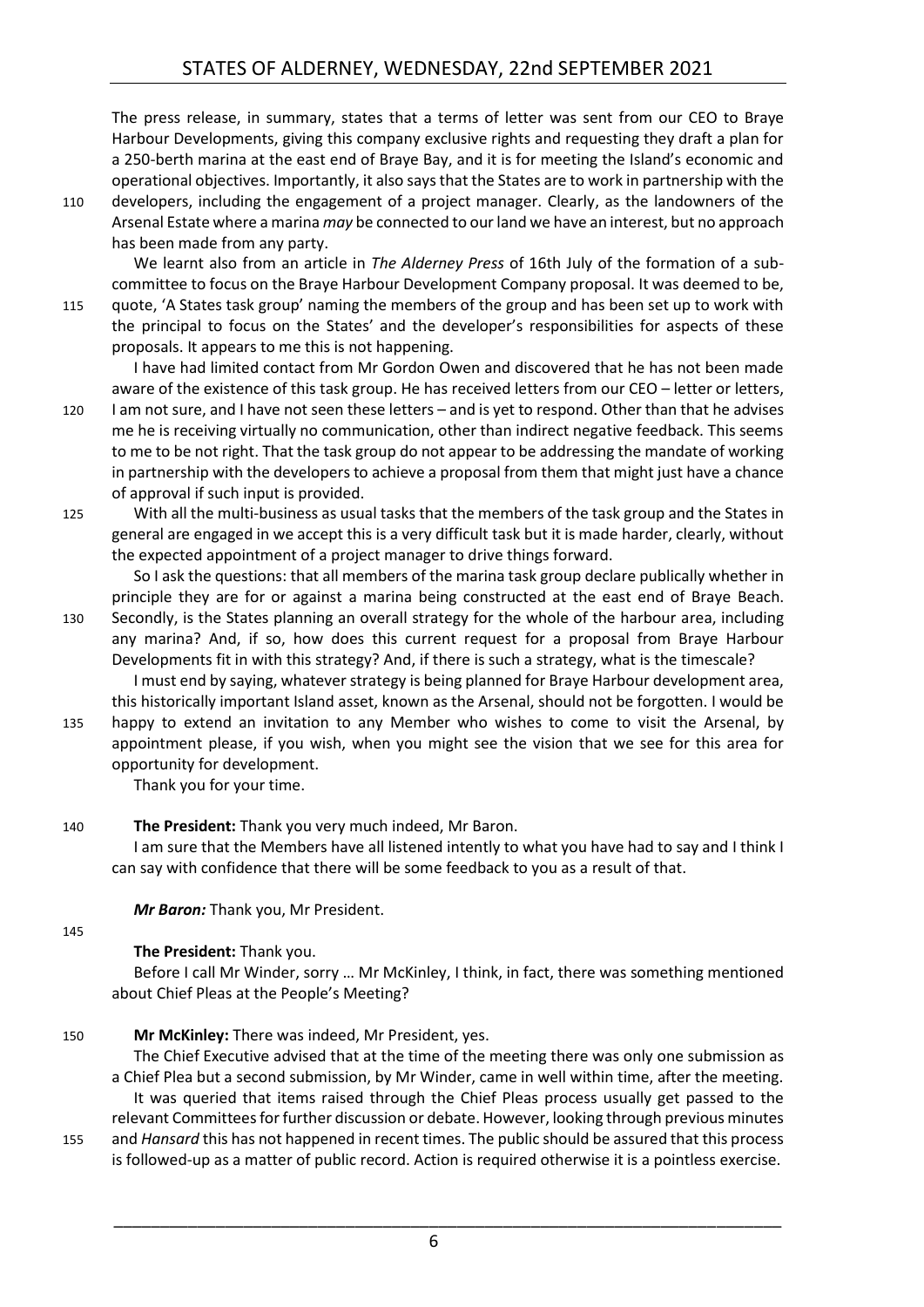The press release, in summary, states that a terms of letter was sent from our CEO to Braye Harbour Developments, giving this company exclusive rights and requesting they draft a plan for a 250-berth marina at the east end of Braye Bay, and it is for meeting the Island's economic and operational objectives. Importantly, it also says that the States are to work in partnership with the developers, including the engagement of a project manager. Clearly, as the landowners of the Arsenal Estate where a marina *may* be connected to our land we have an interest, but no approach has been made from any party.

We learnt also from an article in *The Alderney Press* of 16th July of the formation of a sub-committee to focus on the Braye Harbour Development Company proposal. It was deemed to be, quote, 'A States task group' naming the members of the group and has been set up to work with the principal to focus on the States' and the developer's responsibilities for aspects of these proposals. It appears to me this is not happening.

I have had limited contact from Mr Gordon Owen and discovered that he has not been made aware of the existence of this task group. He has received letters from our CEO – letter or letters, I am not sure, and I have not seen these letters – and is yet to respond. Other than that he advises me he is receiving virtually no communication, other than indirect negative feedback. This seems to me to be not right. That the task group do not appear to be addressing the mandate of working in partnership with the developers to achieve a proposal from them that might just have a chance of approval if such input is provided.

With all the multi-business as usual tasks that the members of the task group and the States in general are engaged in we accept this is a very difficult task but it is made harder, clearly, without the expected appointment of a project manager to drive things forward.

So I ask the questions: that all members of the marina task group declare publically whether in principle they are for or against a marina being constructed at the east end of Braye Beach. Secondly, is the States planning an overall strategy for the whole of the harbour area, including any marina? And, if so, how does this current request for a proposal from Braye Harbour Developments fit in with this strategy? And, if there is such a strategy, what is the timescale?

I must end by saying, whatever strategy is being planned for Braye Harbour development area, this historically important Island asset, known as the Arsenal, should not be forgotten. I would be happy to extend an invitation to any Member who wishes to come to visit the Arsenal, by appointment please, if you wish, when you might see the vision that we see for this area for opportunity for development.

Thank you for your time.

**The President:** Thank you very much indeed, Mr Baron.

I am sure that the Members have all listened intently to what you have had to say and I think I can say with confidence that there will be some feedback to you as a result of that.

***Mr Baron:*** Thank you, Mr President.

**The President:** Thank you.

Before I call Mr Winder, sorry … Mr McKinley, I think, in fact, there was something mentioned about Chief Pleas at the People's Meeting?

**Mr McKinley:** There was indeed, Mr President, yes.

The Chief Executive advised that at the time of the meeting there was only one submission as a Chief Plea but a second submission, by Mr Winder, came in well within time, after the meeting.

It was queried that items raised through the Chief Pleas process usually get passed to the relevant Committees for further discussion or debate. However, looking through previous minutes and *Hansard* this has not happened in recent times. The public should be assured that this process is followed-up as a matter of public record. Action is required otherwise it is a pointless exercise.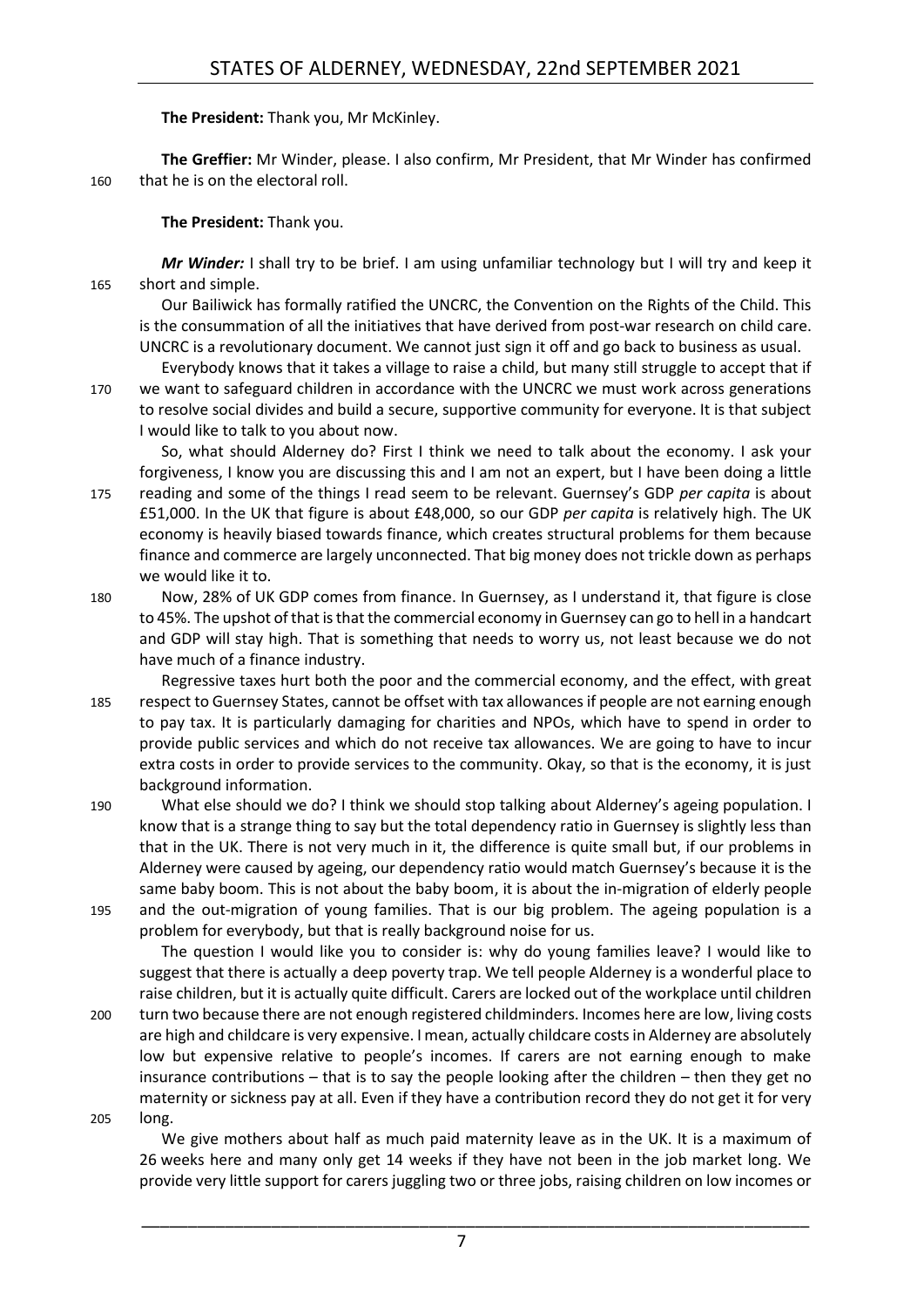**The President:** Thank you, Mr McKinley.

**The Greffier:** Mr Winder, please. I also confirm, Mr President, that Mr Winder has confirmed that he is on the electoral roll.

**The President:** Thank you.

***Mr Winder:*** I shall try to be brief. I am using unfamiliar technology but I will try and keep it short and simple.

Our Bailiwick has formally ratified the UNCRC, the Convention on the Rights of the Child. This is the consummation of all the initiatives that have derived from post-war research on child care. UNCRC is a revolutionary document. We cannot just sign it off and go back to business as usual.

Everybody knows that it takes a village to raise a child, but many still struggle to accept that if we want to safeguard children in accordance with the UNCRC we must work across generations to resolve social divides and build a secure, supportive community for everyone. It is that subject I would like to talk to you about now.

So, what should Alderney do? First I think we need to talk about the economy. I ask your forgiveness, I know you are discussing this and I am not an expert, but I have been doing a little reading and some of the things I read seem to be relevant. Guernsey's GDP *per capita* is about £51,000. In the UK that figure is about £48,000, so our GDP *per capita* is relatively high. The UK economy is heavily biased towards finance, which creates structural problems for them because finance and commerce are largely unconnected. That big money does not trickle down as perhaps we would like it to.

Now, 28% of UK GDP comes from finance. In Guernsey, as I understand it, that figure is close to 45%. The upshot of that is that the commercial economy in Guernsey can go to hell in a handcart and GDP will stay high. That is something that needs to worry us, not least because we do not have much of a finance industry.

Regressive taxes hurt both the poor and the commercial economy, and the effect, with great respect to Guernsey States, cannot be offset with tax allowances if people are not earning enough to pay tax. It is particularly damaging for charities and NPOs, which have to spend in order to provide public services and which do not receive tax allowances. We are going to have to incur extra costs in order to provide services to the community. Okay, so that is the economy, it is just background information.

What else should we do? I think we should stop talking about Alderney's ageing population. I know that is a strange thing to say but the total dependency ratio in Guernsey is slightly less than that in the UK. There is not very much in it, the difference is quite small but, if our problems in Alderney were caused by ageing, our dependency ratio would match Guernsey's because it is the same baby boom. This is not about the baby boom, it is about the in-migration of elderly people and the out-migration of young families. That is our big problem. The ageing population is a problem for everybody, but that is really background noise for us.

The question I would like you to consider is: why do young families leave? I would like to suggest that there is actually a deep poverty trap. We tell people Alderney is a wonderful place to raise children, but it is actually quite difficult. Carers are locked out of the workplace until children turn two because there are not enough registered childminders. Incomes here are low, living costs are high and childcare is very expensive. I mean, actually childcare costs in Alderney are absolutely low but expensive relative to people's incomes. If carers are not earning enough to make insurance contributions – that is to say the people looking after the children – then they get no maternity or sickness pay at all. Even if they have a contribution record they do not get it for very long.

We give mothers about half as much paid maternity leave as in the UK. It is a maximum of 26 weeks here and many only get 14 weeks if they have not been in the job market long. We provide very little support for carers juggling two or three jobs, raising children on low incomes or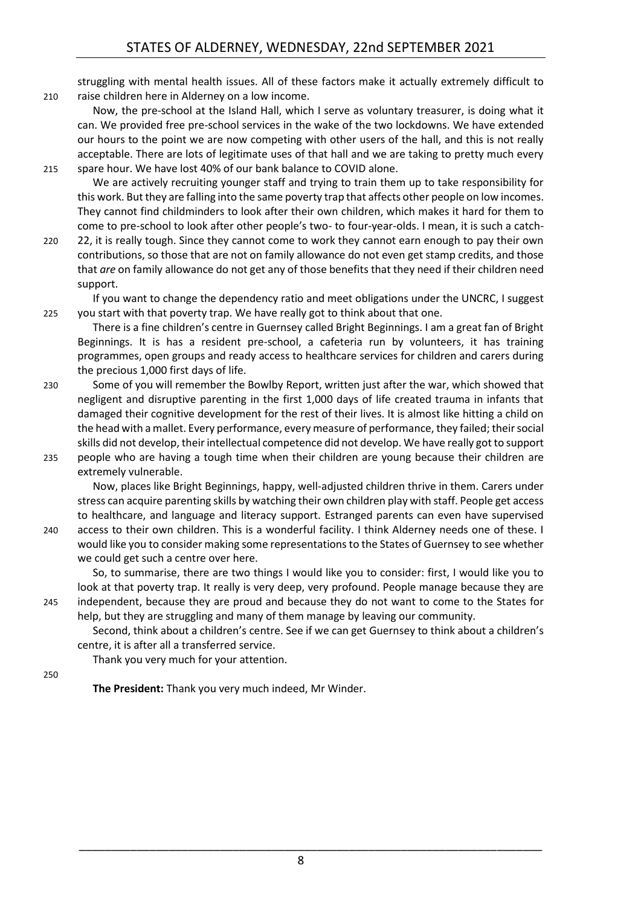struggling with mental health issues. All of these factors make it actually extremely difficult to raise children here in Alderney on a low income.

Now, the pre-school at the Island Hall, which I serve as voluntary treasurer, is doing what it can. We provided free pre-school services in the wake of the two lockdowns. We have extended our hours to the point we are now competing with other users of the hall, and this is not really acceptable. There are lots of legitimate uses of that hall and we are taking to pretty much every spare hour. We have lost 40% of our bank balance to COVID alone.

We are actively recruiting younger staff and trying to train them up to take responsibility for this work. But they are falling into the same poverty trap that affects other people on low incomes. They cannot find childminders to look after their own children, which makes it hard for them to come to pre-school to look after other people's two- to four-year-olds. I mean, it is such a catch-22, it is really tough. Since they cannot come to work they cannot earn enough to pay their own contributions, so those that are not on family allowance do not even get stamp credits, and those that *are* on family allowance do not get any of those benefits that they need if their children need support.

If you want to change the dependency ratio and meet obligations under the UNCRC, I suggest you start with that poverty trap. We have really got to think about that one.

There is a fine children's centre in Guernsey called Bright Beginnings. I am a great fan of Bright Beginnings. It is has a resident pre-school, a cafeteria run by volunteers, it has training programmes, open groups and ready access to healthcare services for children and carers during the precious 1,000 first days of life.

Some of you will remember the Bowlby Report, written just after the war, which showed that negligent and disruptive parenting in the first 1,000 days of life created trauma in infants that damaged their cognitive development for the rest of their lives. It is almost like hitting a child on the head with a mallet. Every performance, every measure of performance, they failed; their social skills did not develop, their intellectual competence did not develop. We have really got to support people who are having a tough time when their children are young because their children are extremely vulnerable.

Now, places like Bright Beginnings, happy, well-adjusted children thrive in them. Carers under stress can acquire parenting skills by watching their own children play with staff. People get access to healthcare, and language and literacy support. Estranged parents can even have supervised access to their own children. This is a wonderful facility. I think Alderney needs one of these. I would like you to consider making some representations to the States of Guernsey to see whether we could get such a centre over here.

So, to summarise, there are two things I would like you to consider: first, I would like you to look at that poverty trap. It really is very deep, very profound. People manage because they are independent, because they are proud and because they do not want to come to the States for help, but they are struggling and many of them manage by leaving our community.

Second, think about a children's centre. See if we can get Guernsey to think about a children's centre, it is after all a transferred service.

Thank you very much for your attention.

**The President:** Thank you very much indeed, Mr Winder.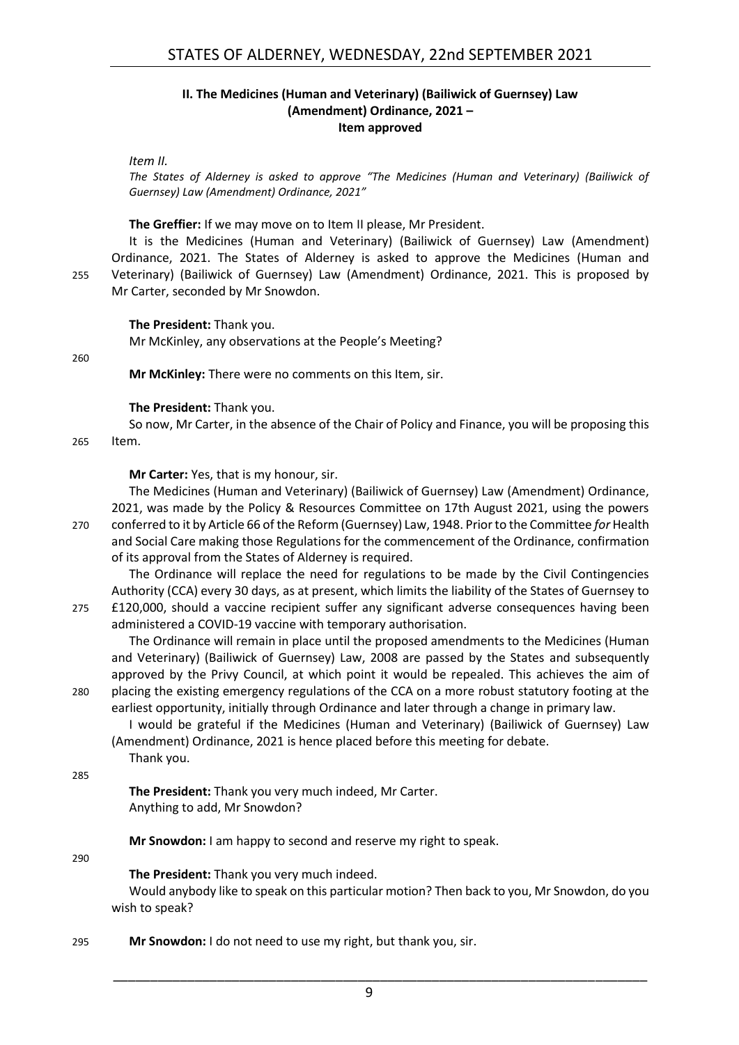### II. The Medicines (Human and Veterinary) (Bailiwick of Guernsey) Law (Amendment) Ordinance, 2021 – Item approved

*Item II.*

*The States of Alderney is asked to approve "The Medicines (Human and Veterinary) (Bailiwick of Guernsey) Law (Amendment) Ordinance, 2021"*

**The Greffier:** If we may move on to Item II please, Mr President.

It is the Medicines (Human and Veterinary) (Bailiwick of Guernsey) Law (Amendment) Ordinance, 2021. The States of Alderney is asked to approve the Medicines (Human and Veterinary) (Bailiwick of Guernsey) Law (Amendment) Ordinance, 2021. This is proposed by Mr Carter, seconded by Mr Snowdon.

**The President:** Thank you.

Mr McKinley, any observations at the People's Meeting?

**Mr McKinley:** There were no comments on this Item, sir.

**The President:** Thank you.

So now, Mr Carter, in the absence of the Chair of Policy and Finance, you will be proposing this Item.

**Mr Carter:** Yes, that is my honour, sir.

The Medicines (Human and Veterinary) (Bailiwick of Guernsey) Law (Amendment) Ordinance, 2021, was made by the Policy & Resources Committee on 17th August 2021, using the powers conferred to it by Article 66 of the Reform (Guernsey) Law, 1948. Prior to the Committee *for* Health and Social Care making those Regulations for the commencement of the Ordinance, confirmation of its approval from the States of Alderney is required.

The Ordinance will replace the need for regulations to be made by the Civil Contingencies Authority (CCA) every 30 days, as at present, which limits the liability of the States of Guernsey to £120,000, should a vaccine recipient suffer any significant adverse consequences having been administered a COVID-19 vaccine with temporary authorisation.

The Ordinance will remain in place until the proposed amendments to the Medicines (Human and Veterinary) (Bailiwick of Guernsey) Law, 2008 are passed by the States and subsequently approved by the Privy Council, at which point it would be repealed. This achieves the aim of placing the existing emergency regulations of the CCA on a more robust statutory footing at the earliest opportunity, initially through Ordinance and later through a change in primary law.

I would be grateful if the Medicines (Human and Veterinary) (Bailiwick of Guernsey) Law (Amendment) Ordinance, 2021 is hence placed before this meeting for debate.

Thank you.

**The President:** Thank you very much indeed, Mr Carter.

Anything to add, Mr Snowdon?

**Mr Snowdon:** I am happy to second and reserve my right to speak.

**The President:** Thank you very much indeed.

Would anybody like to speak on this particular motion? Then back to you, Mr Snowdon, do you wish to speak?

**Mr Snowdon:** I do not need to use my right, but thank you, sir.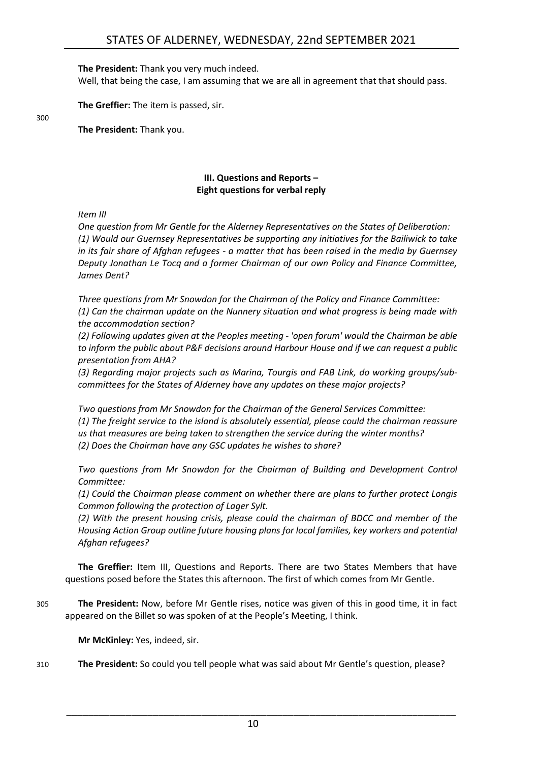**The President:** Thank you very much indeed.

Well, that being the case, I am assuming that we are all in agreement that that should pass.

**The Greffier:** The item is passed, sir.

**The President:** Thank you.

### III. Questions and Reports – Eight questions for verbal reply

*Item III*

*One question from Mr Gentle for the Alderney Representatives on the States of Deliberation:*
*(1) Would our Guernsey Representatives be supporting any initiatives for the Bailiwick to take in its fair share of Afghan refugees - a matter that has been raised in the media by Guernsey Deputy Jonathan Le Tocq and a former Chairman of our own Policy and Finance Committee, James Dent?*

*Three questions from Mr Snowdon for the Chairman of the Policy and Finance Committee:*
*(1) Can the chairman update on the Nunnery situation and what progress is being made with the accommodation section?*
*(2) Following updates given at the Peoples meeting - 'open forum' would the Chairman be able to inform the public about P&F decisions around Harbour House and if we can request a public presentation from AHA?*
*(3) Regarding major projects such as Marina, Tourgis and FAB Link, do working groups/sub-committees for the States of Alderney have any updates on these major projects?*

*Two questions from Mr Snowdon for the Chairman of the General Services Committee:*
*(1) The freight service to the island is absolutely essential, please could the chairman reassure us that measures are being taken to strengthen the service during the winter months?*
*(2) Does the Chairman have any GSC updates he wishes to share?*

*Two questions from Mr Snowdon for the Chairman of Building and Development Control Committee:*
*(1) Could the Chairman please comment on whether there are plans to further protect Longis Common following the protection of Lager Sylt.*
*(2) With the present housing crisis, please could the chairman of BDCC and member of the Housing Action Group outline future housing plans for local families, key workers and potential Afghan refugees?*

**The Greffier:** Item III, Questions and Reports. There are two States Members that have questions posed before the States this afternoon. The first of which comes from Mr Gentle.

**The President:** Now, before Mr Gentle rises, notice was given of this in good time, it in fact appeared on the Billet so was spoken of at the People's Meeting, I think.

**Mr McKinley:** Yes, indeed, sir.

**The President:** So could you tell people what was said about Mr Gentle's question, please?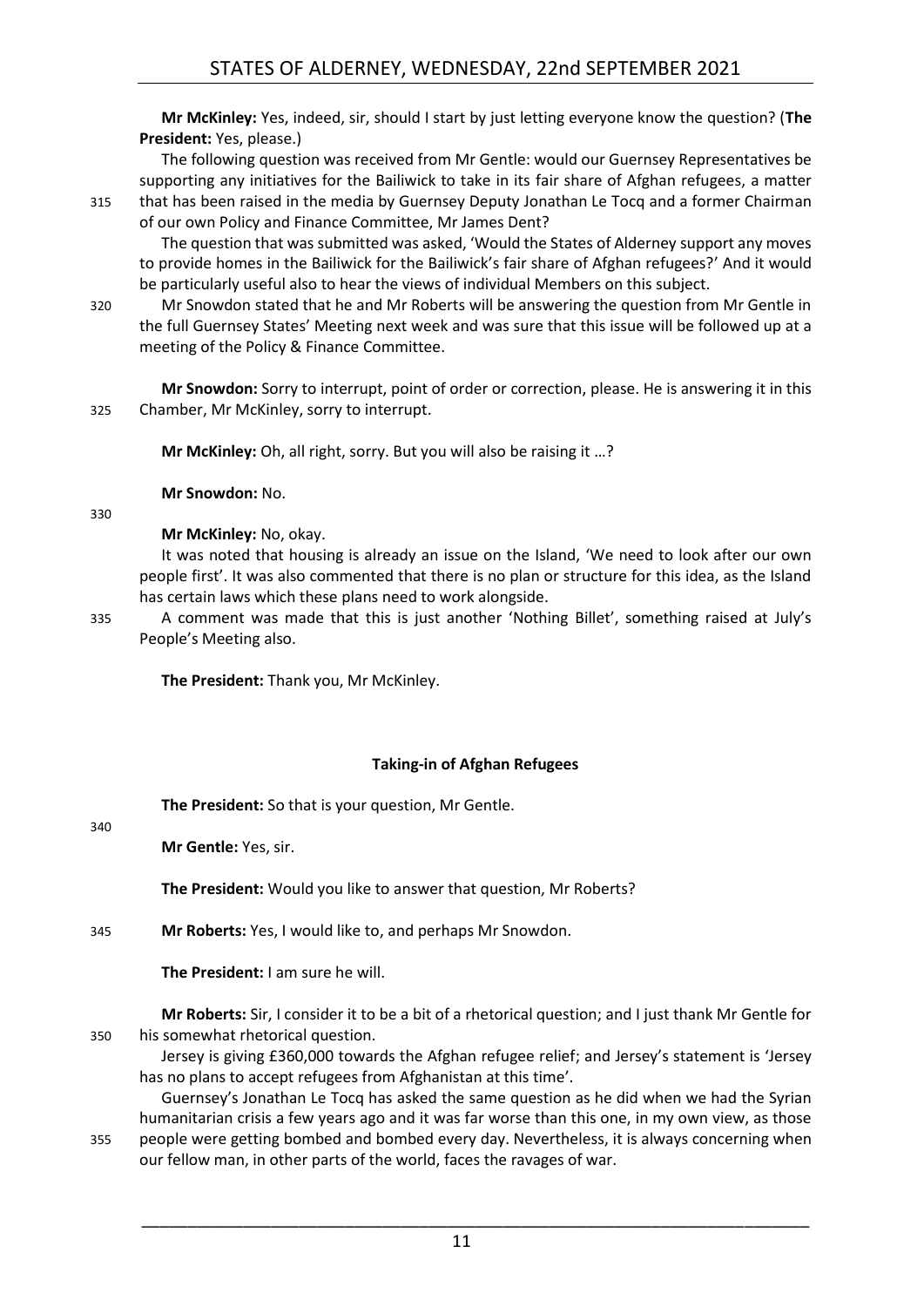**Mr McKinley:** Yes, indeed, sir, should I start by just letting everyone know the question? (**The President:** Yes, please.)

The following question was received from Mr Gentle: would our Guernsey Representatives be supporting any initiatives for the Bailiwick to take in its fair share of Afghan refugees, a matter that has been raised in the media by Guernsey Deputy Jonathan Le Tocq and a former Chairman of our own Policy and Finance Committee, Mr James Dent?

The question that was submitted was asked, 'Would the States of Alderney support any moves to provide homes in the Bailiwick for the Bailiwick's fair share of Afghan refugees?' And it would be particularly useful also to hear the views of individual Members on this subject.

Mr Snowdon stated that he and Mr Roberts will be answering the question from Mr Gentle in the full Guernsey States' Meeting next week and was sure that this issue will be followed up at a meeting of the Policy & Finance Committee.

**Mr Snowdon:** Sorry to interrupt, point of order or correction, please. He is answering it in this Chamber, Mr McKinley, sorry to interrupt.

**Mr McKinley:** Oh, all right, sorry. But you will also be raising it …?

**Mr Snowdon:** No.

**Mr McKinley:** No, okay.

It was noted that housing is already an issue on the Island, 'We need to look after our own people first'. It was also commented that there is no plan or structure for this idea, as the Island has certain laws which these plans need to work alongside.

A comment was made that this is just another 'Nothing Billet', something raised at July's People's Meeting also.

**The President:** Thank you, Mr McKinley.

## Taking-in of Afghan Refugees

**The President:** So that is your question, Mr Gentle.

**Mr Gentle:** Yes, sir.

**The President:** Would you like to answer that question, Mr Roberts?

**Mr Roberts:** Yes, I would like to, and perhaps Mr Snowdon.

**The President:** I am sure he will.

**Mr Roberts:** Sir, I consider it to be a bit of a rhetorical question; and I just thank Mr Gentle for his somewhat rhetorical question.

Jersey is giving £360,000 towards the Afghan refugee relief; and Jersey's statement is 'Jersey has no plans to accept refugees from Afghanistan at this time'.

Guernsey's Jonathan Le Tocq has asked the same question as he did when we had the Syrian humanitarian crisis a few years ago and it was far worse than this one, in my own view, as those people were getting bombed and bombed every day. Nevertheless, it is always concerning when our fellow man, in other parts of the world, faces the ravages of war.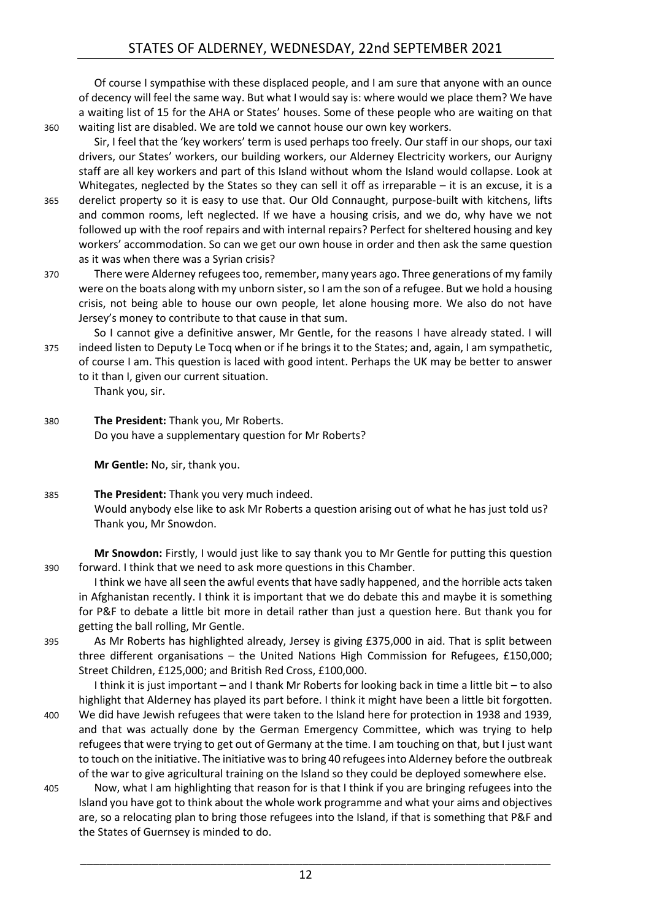Of course I sympathise with these displaced people, and I am sure that anyone with an ounce of decency will feel the same way. But what I would say is: where would we place them? We have a waiting list of 15 for the AHA or States' houses. Some of these people who are waiting on that waiting list are disabled. We are told we cannot house our own key workers.

Sir, I feel that the 'key workers' term is used perhaps too freely. Our staff in our shops, our taxi drivers, our States' workers, our building workers, our Alderney Electricity workers, our Aurigny staff are all key workers and part of this Island without whom the Island would collapse. Look at Whitegates, neglected by the States so they can sell it off as irreparable – it is an excuse, it is a derelict property so it is easy to use that. Our Old Connaught, purpose-built with kitchens, lifts and common rooms, left neglected. If we have a housing crisis, and we do, why have we not followed up with the roof repairs and with internal repairs? Perfect for sheltered housing and key workers' accommodation. So can we get our own house in order and then ask the same question as it was when there was a Syrian crisis?

There were Alderney refugees too, remember, many years ago. Three generations of my family were on the boats along with my unborn sister, so I am the son of a refugee. But we hold a housing crisis, not being able to house our own people, let alone housing more. We also do not have Jersey's money to contribute to that cause in that sum.

So I cannot give a definitive answer, Mr Gentle, for the reasons I have already stated. I will indeed listen to Deputy Le Tocq when or if he brings it to the States; and, again, I am sympathetic, of course I am. This question is laced with good intent. Perhaps the UK may be better to answer to it than I, given our current situation.

Thank you, sir.

**The President:** Thank you, Mr Roberts.

Do you have a supplementary question for Mr Roberts?

**Mr Gentle:** No, sir, thank you.

**The President:** Thank you very much indeed.

Would anybody else like to ask Mr Roberts a question arising out of what he has just told us? Thank you, Mr Snowdon.

**Mr Snowdon:** Firstly, I would just like to say thank you to Mr Gentle for putting this question forward. I think that we need to ask more questions in this Chamber.

I think we have all seen the awful events that have sadly happened, and the horrible acts taken in Afghanistan recently. I think it is important that we do debate this and maybe it is something for P&F to debate a little bit more in detail rather than just a question here. But thank you for getting the ball rolling, Mr Gentle.

As Mr Roberts has highlighted already, Jersey is giving £375,000 in aid. That is split between three different organisations – the United Nations High Commission for Refugees, £150,000; Street Children, £125,000; and British Red Cross, £100,000.

I think it is just important – and I thank Mr Roberts for looking back in time a little bit – to also highlight that Alderney has played its part before. I think it might have been a little bit forgotten. We did have Jewish refugees that were taken to the Island here for protection in 1938 and 1939, and that was actually done by the German Emergency Committee, which was trying to help refugees that were trying to get out of Germany at the time. I am touching on that, but I just want to touch on the initiative. The initiative was to bring 40 refugees into Alderney before the outbreak of the war to give agricultural training on the Island so they could be deployed somewhere else.

Now, what I am highlighting that reason for is that I think if you are bringing refugees into the Island you have got to think about the whole work programme and what your aims and objectives are, so a relocating plan to bring those refugees into the Island, if that is something that P&F and the States of Guernsey is minded to do.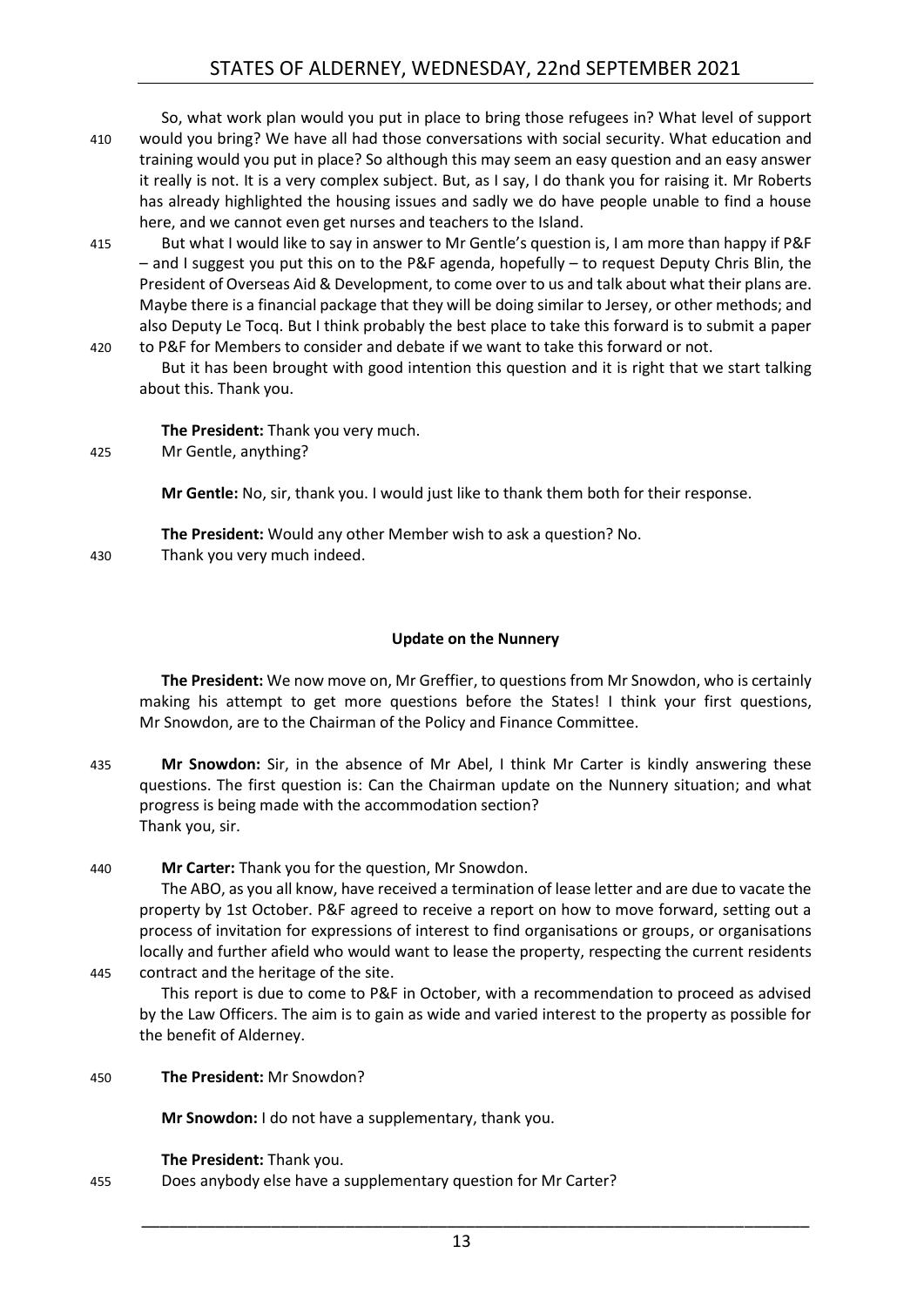So, what work plan would you put in place to bring those refugees in? What level of support would you bring? We have all had those conversations with social security. What education and training would you put in place? So although this may seem an easy question and an easy answer it really is not. It is a very complex subject. But, as I say, I do thank you for raising it. Mr Roberts has already highlighted the housing issues and sadly we do have people unable to find a house here, and we cannot even get nurses and teachers to the Island.

But what I would like to say in answer to Mr Gentle's question is, I am more than happy if P&F – and I suggest you put this on to the P&F agenda, hopefully – to request Deputy Chris Blin, the President of Overseas Aid & Development, to come over to us and talk about what their plans are. Maybe there is a financial package that they will be doing similar to Jersey, or other methods; and also Deputy Le Tocq. But I think probably the best place to take this forward is to submit a paper to P&F for Members to consider and debate if we want to take this forward or not.

But it has been brought with good intention this question and it is right that we start talking about this. Thank you.

**The President:** Thank you very much.

Mr Gentle, anything?

**Mr Gentle:** No, sir, thank you. I would just like to thank them both for their response.

**The President:** Would any other Member wish to ask a question? No.

Thank you very much indeed.

### Update on the Nunnery

**The President:** We now move on, Mr Greffier, to questions from Mr Snowdon, who is certainly making his attempt to get more questions before the States! I think your first questions, Mr Snowdon, are to the Chairman of the Policy and Finance Committee.

**Mr Snowdon:** Sir, in the absence of Mr Abel, I think Mr Carter is kindly answering these questions. The first question is: Can the Chairman update on the Nunnery situation; and what progress is being made with the accommodation section?

Thank you, sir.

**Mr Carter:** Thank you for the question, Mr Snowdon.

The ABO, as you all know, have received a termination of lease letter and are due to vacate the property by 1st October. P&F agreed to receive a report on how to move forward, setting out a process of invitation for expressions of interest to find organisations or groups, or organisations locally and further afield who would want to lease the property, respecting the current residents contract and the heritage of the site.

This report is due to come to P&F in October, with a recommendation to proceed as advised by the Law Officers. The aim is to gain as wide and varied interest to the property as possible for the benefit of Alderney.

**The President:** Mr Snowdon?

**Mr Snowdon:** I do not have a supplementary, thank you.

**The President:** Thank you.

Does anybody else have a supplementary question for Mr Carter?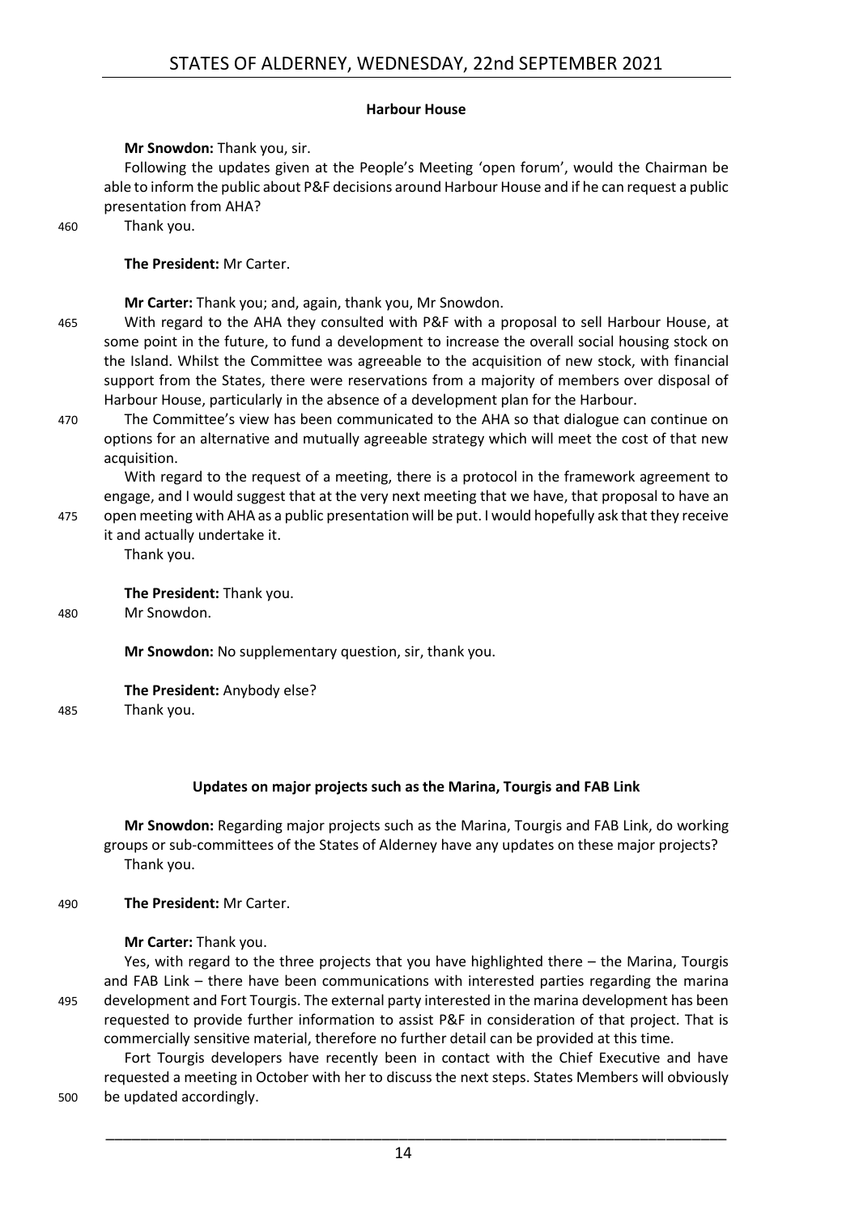### Harbour House

**Mr Snowdon:** Thank you, sir.

Following the updates given at the People's Meeting 'open forum', would the Chairman be able to inform the public about P&F decisions around Harbour House and if he can request a public presentation from AHA?

Thank you.

**The President:** Mr Carter.

**Mr Carter:** Thank you; and, again, thank you, Mr Snowdon.

With regard to the AHA they consulted with P&F with a proposal to sell Harbour House, at some point in the future, to fund a development to increase the overall social housing stock on the Island. Whilst the Committee was agreeable to the acquisition of new stock, with financial support from the States, there were reservations from a majority of members over disposal of Harbour House, particularly in the absence of a development plan for the Harbour.

The Committee's view has been communicated to the AHA so that dialogue can continue on options for an alternative and mutually agreeable strategy which will meet the cost of that new acquisition.

With regard to the request of a meeting, there is a protocol in the framework agreement to engage, and I would suggest that at the very next meeting that we have, that proposal to have an open meeting with AHA as a public presentation will be put. I would hopefully ask that they receive it and actually undertake it.

Thank you.

**The President:** Thank you.

Mr Snowdon.

**Mr Snowdon:** No supplementary question, sir, thank you.

**The President:** Anybody else?

Thank you.

### Updates on major projects such as the Marina, Tourgis and FAB Link

**Mr Snowdon:** Regarding major projects such as the Marina, Tourgis and FAB Link, do working groups or sub-committees of the States of Alderney have any updates on these major projects?

Thank you.

**The President:** Mr Carter.

**Mr Carter:** Thank you.

Yes, with regard to the three projects that you have highlighted there – the Marina, Tourgis and FAB Link – there have been communications with interested parties regarding the marina development and Fort Tourgis. The external party interested in the marina development has been requested to provide further information to assist P&F in consideration of that project. That is commercially sensitive material, therefore no further detail can be provided at this time.

Fort Tourgis developers have recently been in contact with the Chief Executive and have requested a meeting in October with her to discuss the next steps. States Members will obviously be updated accordingly.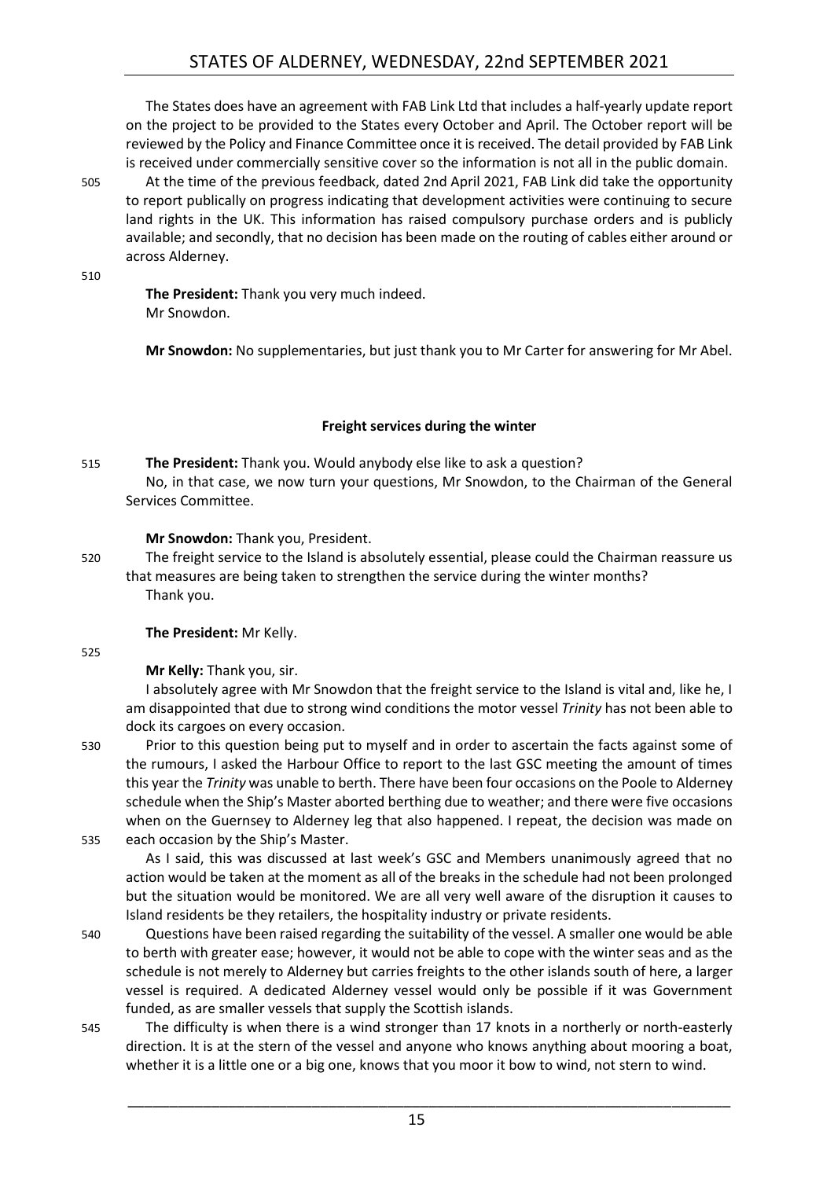The States does have an agreement with FAB Link Ltd that includes a half-yearly update report on the project to be provided to the States every October and April. The October report will be reviewed by the Policy and Finance Committee once it is received. The detail provided by FAB Link is received under commercially sensitive cover so the information is not all in the public domain.

At the time of the previous feedback, dated 2nd April 2021, FAB Link did take the opportunity to report publically on progress indicating that development activities were continuing to secure land rights in the UK. This information has raised compulsory purchase orders and is publicly available; and secondly, that no decision has been made on the routing of cables either around or across Alderney.

**The President:** Thank you very much indeed.
Mr Snowdon.

**Mr Snowdon:** No supplementaries, but just thank you to Mr Carter for answering for Mr Abel.

### Freight services during the winter

**The President:** Thank you. Would anybody else like to ask a question?

No, in that case, we now turn your questions, Mr Snowdon, to the Chairman of the General Services Committee.

**Mr Snowdon:** Thank you, President.

The freight service to the Island is absolutely essential, please could the Chairman reassure us that measures are being taken to strengthen the service during the winter months?

Thank you.

**The President:** Mr Kelly.

**Mr Kelly:** Thank you, sir.

I absolutely agree with Mr Snowdon that the freight service to the Island is vital and, like he, I am disappointed that due to strong wind conditions the motor vessel *Trinity* has not been able to dock its cargoes on every occasion.

Prior to this question being put to myself and in order to ascertain the facts against some of the rumours, I asked the Harbour Office to report to the last GSC meeting the amount of times this year the *Trinity* was unable to berth. There have been four occasions on the Poole to Alderney schedule when the Ship's Master aborted berthing due to weather; and there were five occasions when on the Guernsey to Alderney leg that also happened. I repeat, the decision was made on each occasion by the Ship's Master.

As I said, this was discussed at last week's GSC and Members unanimously agreed that no action would be taken at the moment as all of the breaks in the schedule had not been prolonged but the situation would be monitored. We are all very well aware of the disruption it causes to Island residents be they retailers, the hospitality industry or private residents.

Questions have been raised regarding the suitability of the vessel. A smaller one would be able to berth with greater ease; however, it would not be able to cope with the winter seas and as the schedule is not merely to Alderney but carries freights to the other islands south of here, a larger vessel is required. A dedicated Alderney vessel would only be possible if it was Government funded, as are smaller vessels that supply the Scottish islands.

The difficulty is when there is a wind stronger than 17 knots in a northerly or north-easterly direction. It is at the stern of the vessel and anyone who knows anything about mooring a boat, whether it is a little one or a big one, knows that you moor it bow to wind, not stern to wind.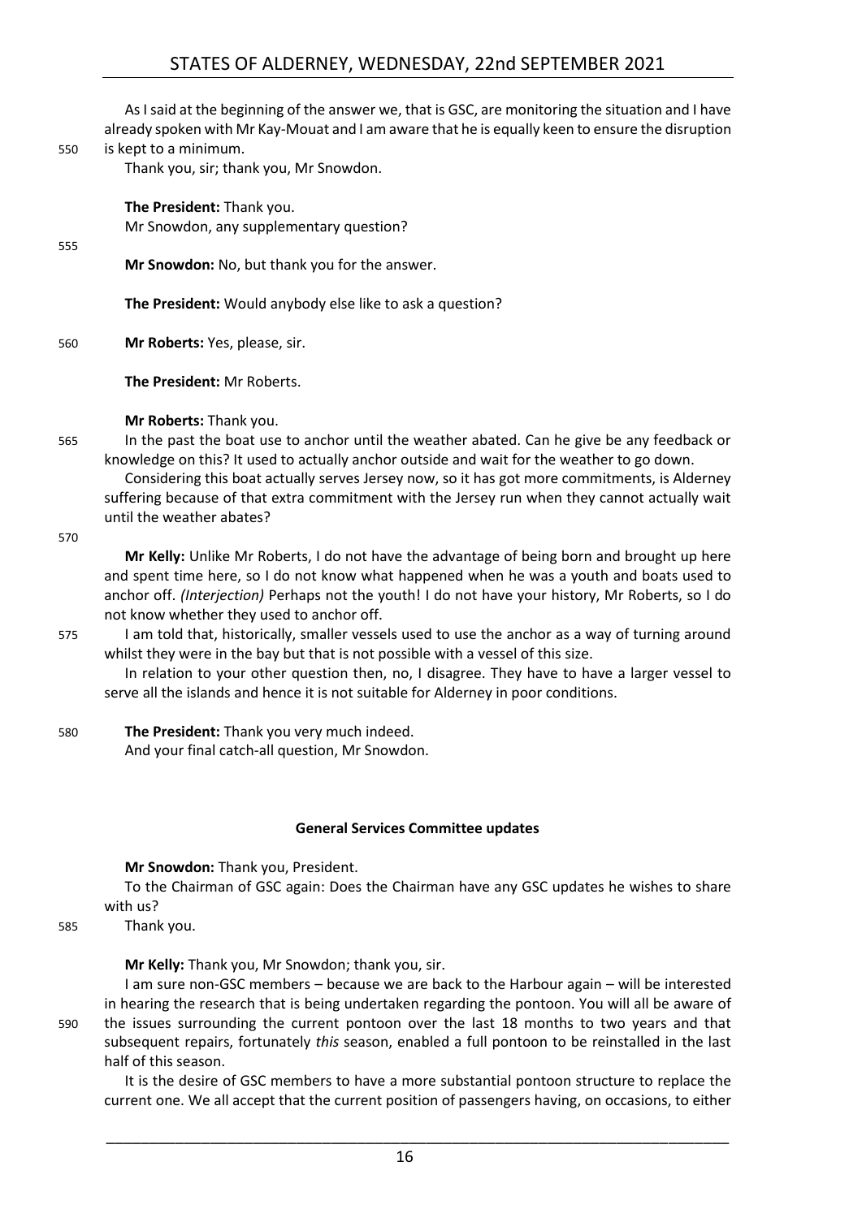As I said at the beginning of the answer we, that is GSC, are monitoring the situation and I have already spoken with Mr Kay-Mouat and I am aware that he is equally keen to ensure the disruption is kept to a minimum.

Thank you, sir; thank you, Mr Snowdon.

**The President:** Thank you.

Mr Snowdon, any supplementary question?

**Mr Snowdon:** No, but thank you for the answer.

**The President:** Would anybody else like to ask a question?

**Mr Roberts:** Yes, please, sir.

**The President:** Mr Roberts.

**Mr Roberts:** Thank you.

In the past the boat use to anchor until the weather abated. Can he give be any feedback or knowledge on this? It used to actually anchor outside and wait for the weather to go down.

Considering this boat actually serves Jersey now, so it has got more commitments, is Alderney suffering because of that extra commitment with the Jersey run when they cannot actually wait until the weather abates?

**Mr Kelly:** Unlike Mr Roberts, I do not have the advantage of being born and brought up here and spent time here, so I do not know what happened when he was a youth and boats used to anchor off. *(Interjection)* Perhaps not the youth! I do not have your history, Mr Roberts, so I do not know whether they used to anchor off.

I am told that, historically, smaller vessels used to use the anchor as a way of turning around whilst they were in the bay but that is not possible with a vessel of this size.

In relation to your other question then, no, I disagree. They have to have a larger vessel to serve all the islands and hence it is not suitable for Alderney in poor conditions.

**The President:** Thank you very much indeed.

And your final catch-all question, Mr Snowdon.

### General Services Committee updates

**Mr Snowdon:** Thank you, President.

To the Chairman of GSC again: Does the Chairman have any GSC updates he wishes to share with us?

Thank you.

**Mr Kelly:** Thank you, Mr Snowdon; thank you, sir.

I am sure non-GSC members – because we are back to the Harbour again – will be interested in hearing the research that is being undertaken regarding the pontoon. You will all be aware of the issues surrounding the current pontoon over the last 18 months to two years and that subsequent repairs, fortunately *this* season, enabled a full pontoon to be reinstalled in the last half of this season.

It is the desire of GSC members to have a more substantial pontoon structure to replace the current one. We all accept that the current position of passengers having, on occasions, to either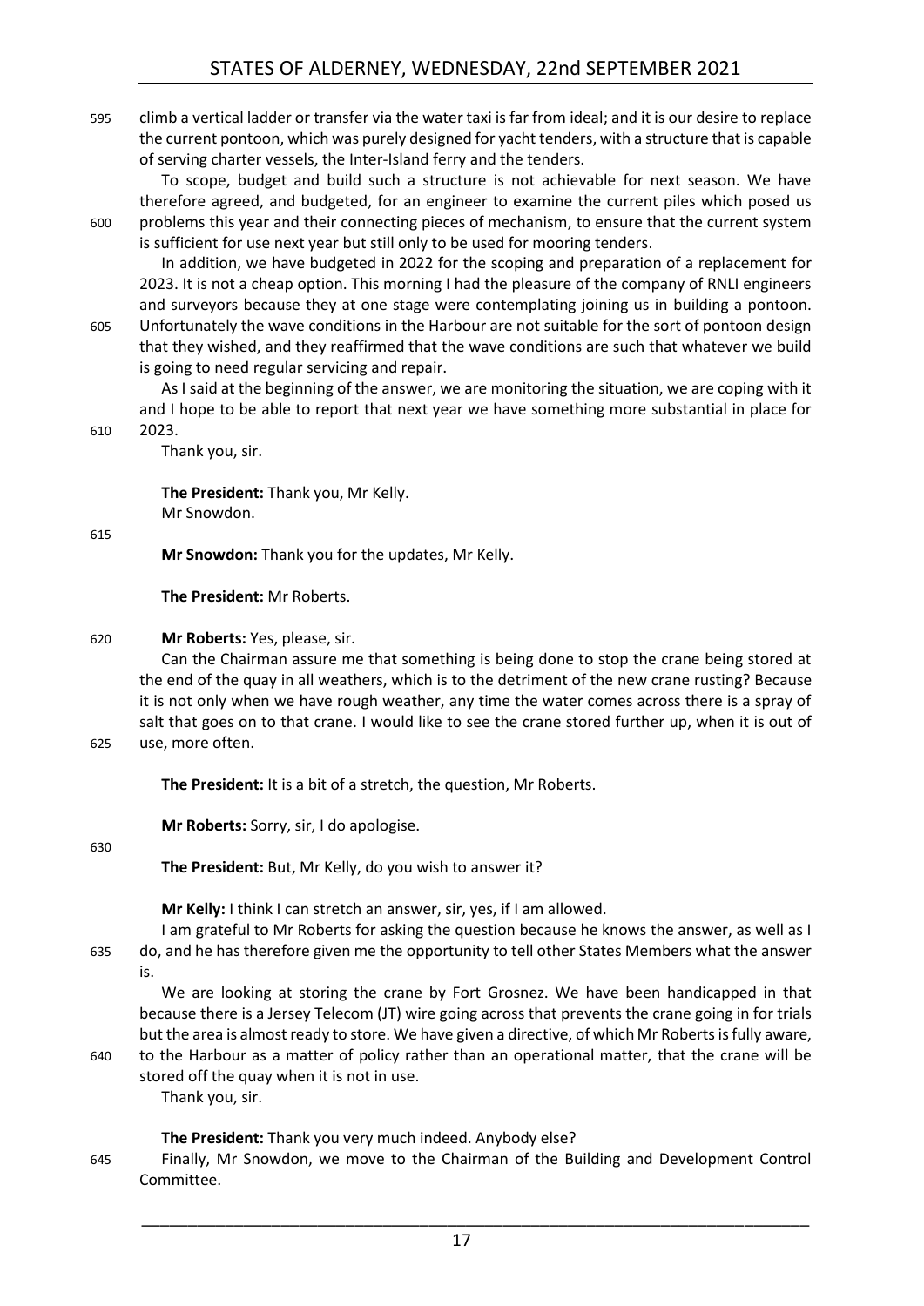climb a vertical ladder or transfer via the water taxi is far from ideal; and it is our desire to replace the current pontoon, which was purely designed for yacht tenders, with a structure that is capable of serving charter vessels, the Inter-Island ferry and the tenders.

To scope, budget and build such a structure is not achievable for next season. We have therefore agreed, and budgeted, for an engineer to examine the current piles which posed us problems this year and their connecting pieces of mechanism, to ensure that the current system is sufficient for use next year but still only to be used for mooring tenders.

In addition, we have budgeted in 2022 for the scoping and preparation of a replacement for 2023. It is not a cheap option. This morning I had the pleasure of the company of RNLI engineers and surveyors because they at one stage were contemplating joining us in building a pontoon. Unfortunately the wave conditions in the Harbour are not suitable for the sort of pontoon design that they wished, and they reaffirmed that the wave conditions are such that whatever we build is going to need regular servicing and repair.

As I said at the beginning of the answer, we are monitoring the situation, we are coping with it and I hope to be able to report that next year we have something more substantial in place for 2023.

Thank you, sir.

**The President:** Thank you, Mr Kelly.
Mr Snowdon.

**Mr Snowdon:** Thank you for the updates, Mr Kelly.

**The President:** Mr Roberts.

**Mr Roberts:** Yes, please, sir.

Can the Chairman assure me that something is being done to stop the crane being stored at the end of the quay in all weathers, which is to the detriment of the new crane rusting? Because it is not only when we have rough weather, any time the water comes across there is a spray of salt that goes on to that crane. I would like to see the crane stored further up, when it is out of use, more often.

**The President:** It is a bit of a stretch, the question, Mr Roberts.

**Mr Roberts:** Sorry, sir, I do apologise.

**The President:** But, Mr Kelly, do you wish to answer it?

**Mr Kelly:** I think I can stretch an answer, sir, yes, if I am allowed.

I am grateful to Mr Roberts for asking the question because he knows the answer, as well as I do, and he has therefore given me the opportunity to tell other States Members what the answer is.

We are looking at storing the crane by Fort Grosnez. We have been handicapped in that because there is a Jersey Telecom (JT) wire going across that prevents the crane going in for trials but the area is almost ready to store. We have given a directive, of which Mr Roberts is fully aware, to the Harbour as a matter of policy rather than an operational matter, that the crane will be stored off the quay when it is not in use.

Thank you, sir.

**The President:** Thank you very much indeed. Anybody else?

Finally, Mr Snowdon, we move to the Chairman of the Building and Development Control Committee.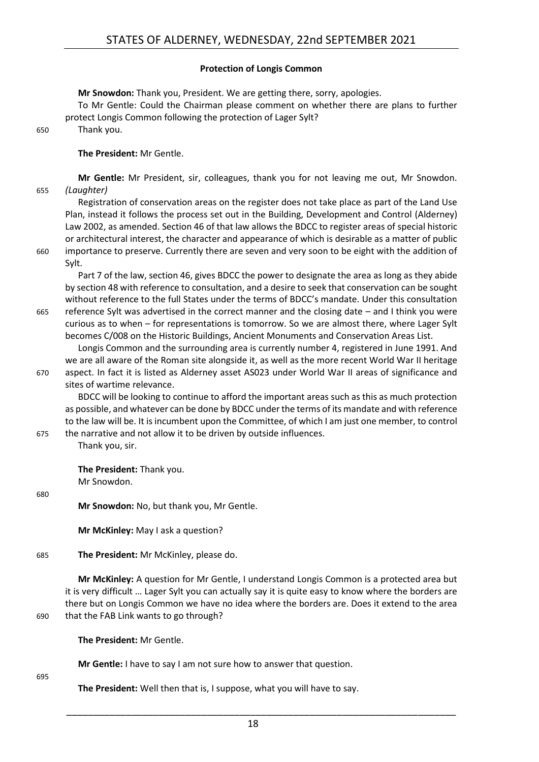### Protection of Longis Common

**Mr Snowdon:** Thank you, President. We are getting there, sorry, apologies.

To Mr Gentle: Could the Chairman please comment on whether there are plans to further protect Longis Common following the protection of Lager Sylt?

Thank you.

**The President:** Mr Gentle.

**Mr Gentle:** Mr President, sir, colleagues, thank you for not leaving me out, Mr Snowdon. *(Laughter)*

Registration of conservation areas on the register does not take place as part of the Land Use Plan, instead it follows the process set out in the Building, Development and Control (Alderney) Law 2002, as amended. Section 46 of that law allows the BDCC to register areas of special historic or architectural interest, the character and appearance of which is desirable as a matter of public importance to preserve. Currently there are seven and very soon to be eight with the addition of Sylt.

Part 7 of the law, section 46, gives BDCC the power to designate the area as long as they abide by section 48 with reference to consultation, and a desire to seek that conservation can be sought without reference to the full States under the terms of BDCC's mandate. Under this consultation reference Sylt was advertised in the correct manner and the closing date – and I think you were curious as to when – for representations is tomorrow. So we are almost there, where Lager Sylt becomes C/008 on the Historic Buildings, Ancient Monuments and Conservation Areas List.

Longis Common and the surrounding area is currently number 4, registered in June 1991. And we are all aware of the Roman site alongside it, as well as the more recent World War II heritage aspect. In fact it is listed as Alderney asset AS023 under World War II areas of significance and sites of wartime relevance.

BDCC will be looking to continue to afford the important areas such as this as much protection as possible, and whatever can be done by BDCC under the terms of its mandate and with reference to the law will be. It is incumbent upon the Committee, of which I am just one member, to control the narrative and not allow it to be driven by outside influences.

Thank you, sir.

**The President:** Thank you.

Mr Snowdon.

**Mr Snowdon:** No, but thank you, Mr Gentle.

**Mr McKinley:** May I ask a question?

**The President:** Mr McKinley, please do.

**Mr McKinley:** A question for Mr Gentle, I understand Longis Common is a protected area but it is very difficult … Lager Sylt you can actually say it is quite easy to know where the borders are there but on Longis Common we have no idea where the borders are. Does it extend to the area that the FAB Link wants to go through?

**The President:** Mr Gentle.

**Mr Gentle:** I have to say I am not sure how to answer that question.

**The President:** Well then that is, I suppose, what you will have to say.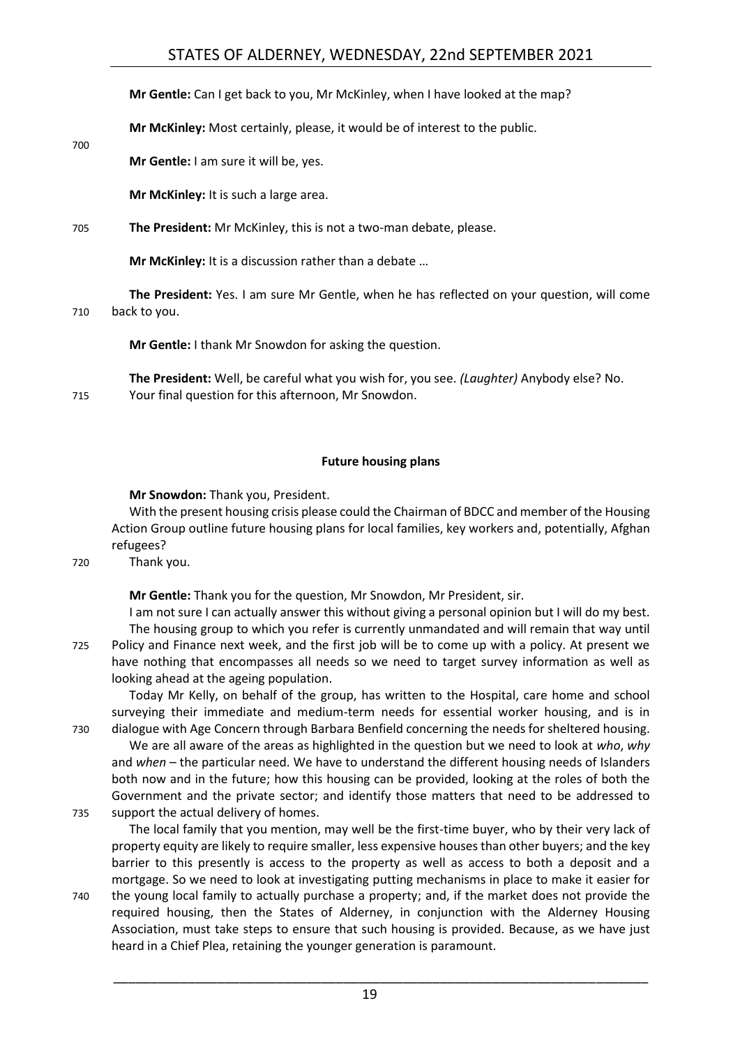**Mr Gentle:** Can I get back to you, Mr McKinley, when I have looked at the map?

**Mr McKinley:** Most certainly, please, it would be of interest to the public.

**Mr Gentle:** I am sure it will be, yes.

**Mr McKinley:** It is such a large area.

**The President:** Mr McKinley, this is not a two-man debate, please.

**Mr McKinley:** It is a discussion rather than a debate …

**The President:** Yes. I am sure Mr Gentle, when he has reflected on your question, will come back to you.

**Mr Gentle:** I thank Mr Snowdon for asking the question.

**The President:** Well, be careful what you wish for, you see. *(Laughter)* Anybody else? No. Your final question for this afternoon, Mr Snowdon.

### Future housing plans

**Mr Snowdon:** Thank you, President.

With the present housing crisis please could the Chairman of BDCC and member of the Housing Action Group outline future housing plans for local families, key workers and, potentially, Afghan refugees?

Thank you.

**Mr Gentle:** Thank you for the question, Mr Snowdon, Mr President, sir.

I am not sure I can actually answer this without giving a personal opinion but I will do my best. The housing group to which you refer is currently unmandated and will remain that way until Policy and Finance next week, and the first job will be to come up with a policy. At present we have nothing that encompasses all needs so we need to target survey information as well as looking ahead at the ageing population.

Today Mr Kelly, on behalf of the group, has written to the Hospital, care home and school surveying their immediate and medium-term needs for essential worker housing, and is in dialogue with Age Concern through Barbara Benfield concerning the needs for sheltered housing.

We are all aware of the areas as highlighted in the question but we need to look at *who*, *why* and *when* – the particular need. We have to understand the different housing needs of Islanders both now and in the future; how this housing can be provided, looking at the roles of both the Government and the private sector; and identify those matters that need to be addressed to support the actual delivery of homes.

The local family that you mention, may well be the first-time buyer, who by their very lack of property equity are likely to require smaller, less expensive houses than other buyers; and the key barrier to this presently is access to the property as well as access to both a deposit and a mortgage. So we need to look at investigating putting mechanisms in place to make it easier for the young local family to actually purchase a property; and, if the market does not provide the required housing, then the States of Alderney, in conjunction with the Alderney Housing Association, must take steps to ensure that such housing is provided. Because, as we have just heard in a Chief Plea, retaining the younger generation is paramount.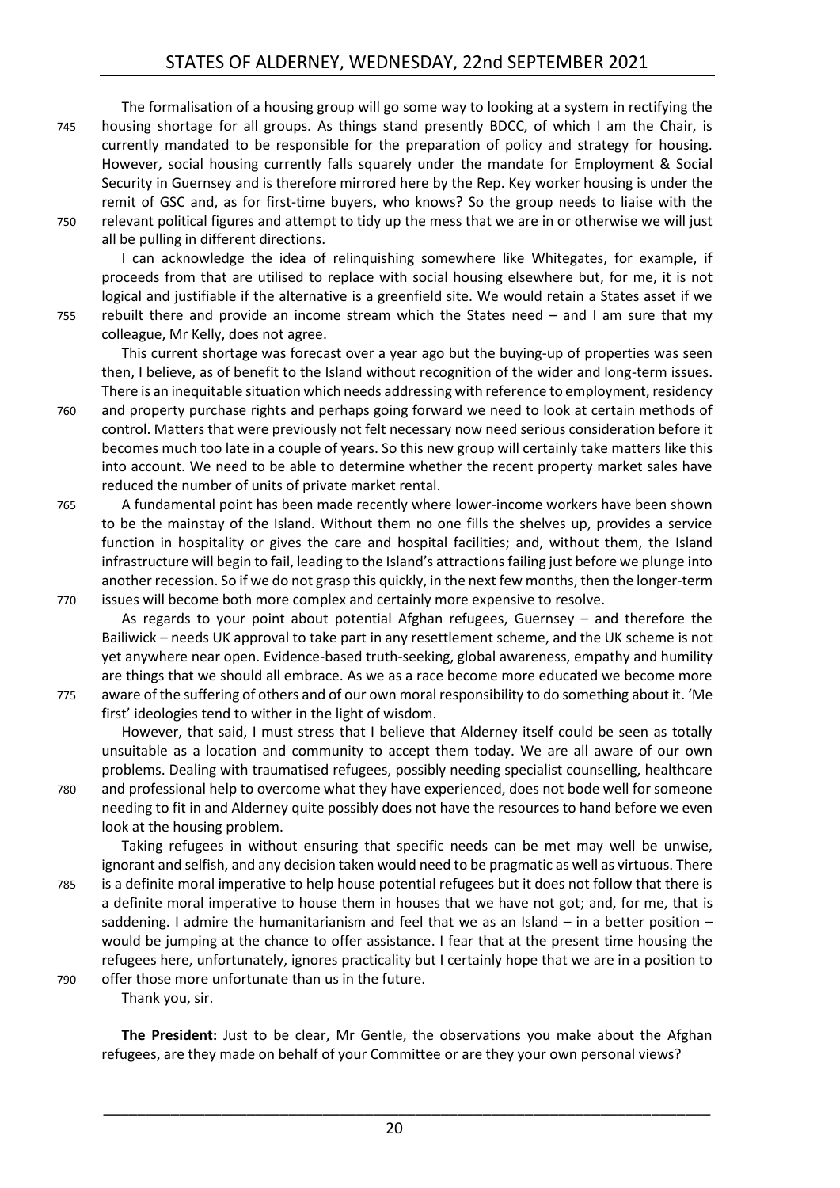The formalisation of a housing group will go some way to looking at a system in rectifying the housing shortage for all groups. As things stand presently BDCC, of which I am the Chair, is currently mandated to be responsible for the preparation of policy and strategy for housing. However, social housing currently falls squarely under the mandate for Employment & Social Security in Guernsey and is therefore mirrored here by the Rep. Key worker housing is under the remit of GSC and, as for first-time buyers, who knows? So the group needs to liaise with the relevant political figures and attempt to tidy up the mess that we are in or otherwise we will just all be pulling in different directions.

I can acknowledge the idea of relinquishing somewhere like Whitegates, for example, if proceeds from that are utilised to replace with social housing elsewhere but, for me, it is not logical and justifiable if the alternative is a greenfield site. We would retain a States asset if we rebuilt there and provide an income stream which the States need – and I am sure that my colleague, Mr Kelly, does not agree.

This current shortage was forecast over a year ago but the buying-up of properties was seen then, I believe, as of benefit to the Island without recognition of the wider and long-term issues. There is an inequitable situation which needs addressing with reference to employment, residency and property purchase rights and perhaps going forward we need to look at certain methods of control. Matters that were previously not felt necessary now need serious consideration before it becomes much too late in a couple of years. So this new group will certainly take matters like this into account. We need to be able to determine whether the recent property market sales have reduced the number of units of private market rental.

A fundamental point has been made recently where lower-income workers have been shown to be the mainstay of the Island. Without them no one fills the shelves up, provides a service function in hospitality or gives the care and hospital facilities; and, without them, the Island infrastructure will begin to fail, leading to the Island's attractions failing just before we plunge into another recession. So if we do not grasp this quickly, in the next few months, then the longer-term issues will become both more complex and certainly more expensive to resolve.

As regards to your point about potential Afghan refugees, Guernsey – and therefore the Bailiwick – needs UK approval to take part in any resettlement scheme, and the UK scheme is not yet anywhere near open. Evidence-based truth-seeking, global awareness, empathy and humility are things that we should all embrace. As we as a race become more educated we become more aware of the suffering of others and of our own moral responsibility to do something about it. 'Me first' ideologies tend to wither in the light of wisdom.

However, that said, I must stress that I believe that Alderney itself could be seen as totally unsuitable as a location and community to accept them today. We are all aware of our own problems. Dealing with traumatised refugees, possibly needing specialist counselling, healthcare and professional help to overcome what they have experienced, does not bode well for someone needing to fit in and Alderney quite possibly does not have the resources to hand before we even look at the housing problem.

Taking refugees in without ensuring that specific needs can be met may well be unwise, ignorant and selfish, and any decision taken would need to be pragmatic as well as virtuous. There is a definite moral imperative to help house potential refugees but it does not follow that there is a definite moral imperative to house them in houses that we have not got; and, for me, that is saddening. I admire the humanitarianism and feel that we as an Island – in a better position – would be jumping at the chance to offer assistance. I fear that at the present time housing the refugees here, unfortunately, ignores practicality but I certainly hope that we are in a position to offer those more unfortunate than us in the future.

Thank you, sir.

**The President:** Just to be clear, Mr Gentle, the observations you make about the Afghan refugees, are they made on behalf of your Committee or are they your own personal views?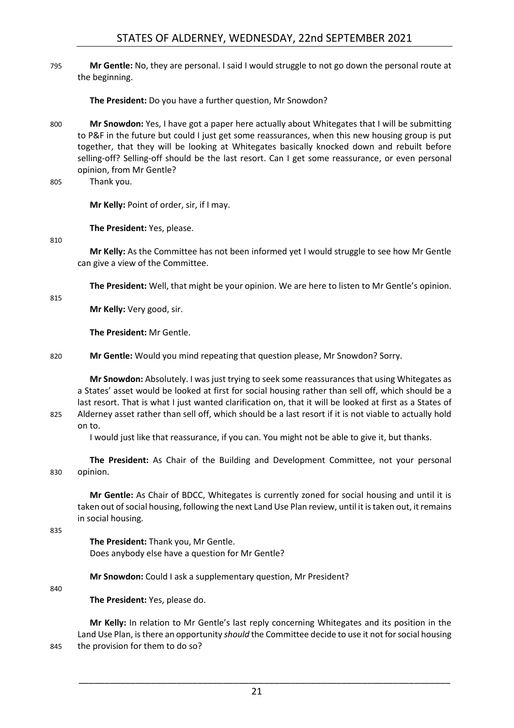**Mr Gentle:** No, they are personal. I said I would struggle to not go down the personal route at the beginning.

**The President:** Do you have a further question, Mr Snowdon?

**Mr Snowdon:** Yes, I have got a paper here actually about Whitegates that I will be submitting to P&F in the future but could I just get some reassurances, when this new housing group is put together, that they will be looking at Whitegates basically knocked down and rebuilt before selling-off? Selling-off should be the last resort. Can I get some reassurance, or even personal opinion, from Mr Gentle?

Thank you.

**Mr Kelly:** Point of order, sir, if I may.

**The President:** Yes, please.

**Mr Kelly:** As the Committee has not been informed yet I would struggle to see how Mr Gentle can give a view of the Committee.

**The President:** Well, that might be your opinion. We are here to listen to Mr Gentle's opinion.

**Mr Kelly:** Very good, sir.

**The President:** Mr Gentle.

**Mr Gentle:** Would you mind repeating that question please, Mr Snowdon? Sorry.

**Mr Snowdon:** Absolutely. I was just trying to seek some reassurances that using Whitegates as a States' asset would be looked at first for social housing rather than sell off, which should be a last resort. That is what I just wanted clarification on, that it will be looked at first as a States of Alderney asset rather than sell off, which should be a last resort if it is not viable to actually hold on to.

I would just like that reassurance, if you can. You might not be able to give it, but thanks.

**The President:** As Chair of the Building and Development Committee, not your personal opinion.

**Mr Gentle:** As Chair of BDCC, Whitegates is currently zoned for social housing and until it is taken out of social housing, following the next Land Use Plan review, until it is taken out, it remains in social housing.

**The President:** Thank you, Mr Gentle.

Does anybody else have a question for Mr Gentle?

**Mr Snowdon:** Could I ask a supplementary question, Mr President?

**The President:** Yes, please do.

**Mr Kelly:** In relation to Mr Gentle's last reply concerning Whitegates and its position in the Land Use Plan, is there an opportunity *should* the Committee decide to use it not for social housing the provision for them to do so?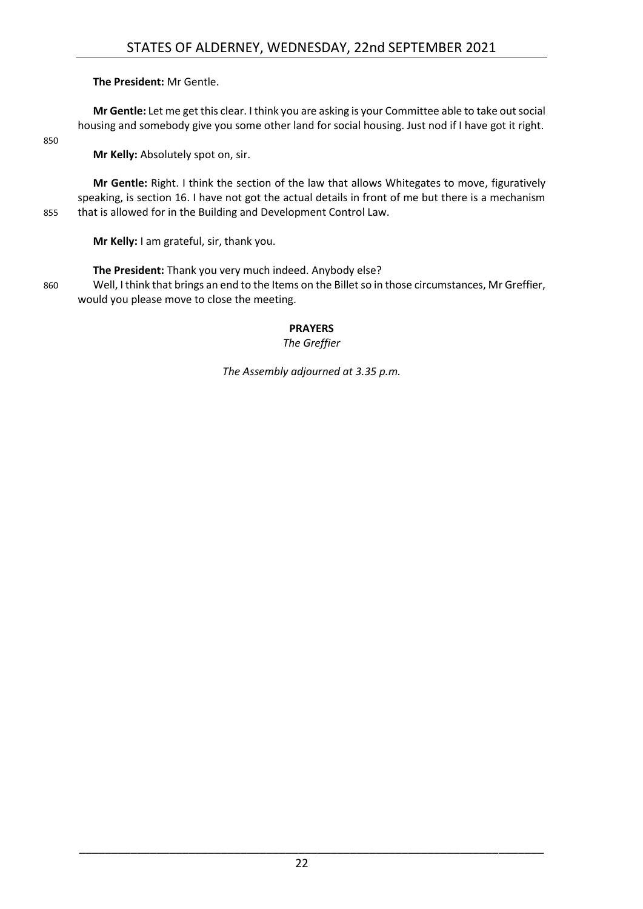**The President:** Mr Gentle.

**Mr Gentle:** Let me get this clear. I think you are asking is your Committee able to take out social housing and somebody give you some other land for social housing. Just nod if I have got it right.

**Mr Kelly:** Absolutely spot on, sir.

**Mr Gentle:** Right. I think the section of the law that allows Whitegates to move, figuratively speaking, is section 16. I have not got the actual details in front of me but there is a mechanism that is allowed for in the Building and Development Control Law.

**Mr Kelly:** I am grateful, sir, thank you.

**The President:** Thank you very much indeed. Anybody else?

Well, I think that brings an end to the Items on the Billet so in those circumstances, Mr Greffier, would you please move to close the meeting.

**PRAYERS**

*The Greffier*

*The Assembly adjourned at 3.35 p.m.*